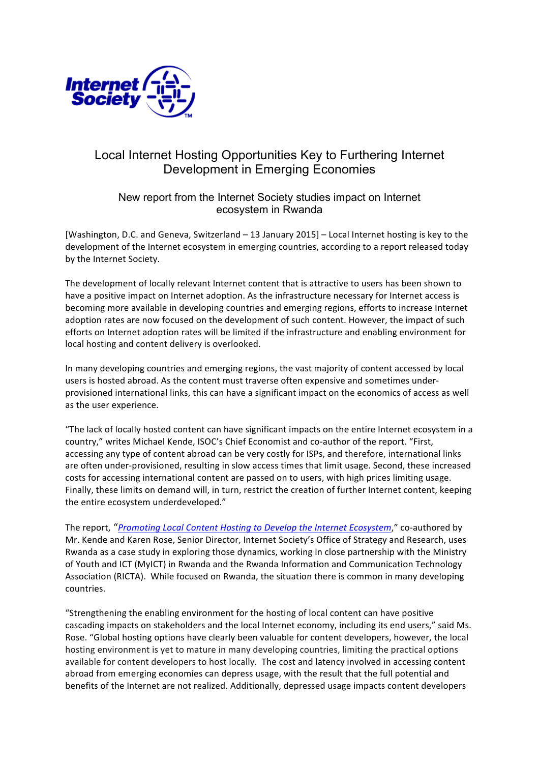# Local Internet Hosting Opportunities Key to Furthering Internet Development in Emerging Economies

## New report from the Internet Society studies impact on Internet ecosystem in Rwanda

[Washington, D.C. and Geneva, Switzerland – 13 January 2015] – Local Internet hosting is key to the development of the Internet ecosystem in emerging countries, according to a report released today by the Internet Society.

The development of locally relevant Internet content that is attractive to users has been shown to have a positive impact on Internet adoption. As the infrastructure necessary for Internet access is becoming more available in developing countries and emerging regions, efforts to increase Internet adoption rates are now focused on the development of such content. However, the impact of such efforts on Internet adoption rates will be limited if the infrastructure and enabling environment for local hosting and content delivery is overlooked.

In many developing countries and emerging regions, the vast majority of content accessed by local users is hosted abroad. As the content must traverse often expensive and sometimes under-provisioned international links, this can have a significant impact on the economics of access as well as the user experience.

"The lack of locally hosted content can have significant impacts on the entire Internet ecosystem in a country," writes Michael Kende, ISOC's Chief Economist and co-author of the report. "First, accessing any type of content abroad can be very costly for ISPs, and therefore, international links are often under-provisioned, resulting in slow access times that limit usage. Second, these increased costs for accessing international content are passed on to users, with high prices limiting usage. Finally, these limits on demand will, in turn, restrict the creation of further Internet content, keeping the entire ecosystem underdeveloped."

The report, "*Promoting Local Content Hosting to Develop the Internet Ecosystem*," co-authored by Mr. Kende and Karen Rose, Senior Director, Internet Society's Office of Strategy and Research, uses Rwanda as a case study in exploring those dynamics, working in close partnership with the Ministry of Youth and ICT (MyICT) in Rwanda and the Rwanda Information and Communication Technology Association (RICTA). While focused on Rwanda, the situation there is common in many developing countries.

"Strengthening the enabling environment for the hosting of local content can have positive cascading impacts on stakeholders and the local Internet economy, including its end users," said Ms. Rose. "Global hosting options have clearly been valuable for content developers, however, the local hosting environment is yet to mature in many developing countries, limiting the practical options available for content developers to host locally. The cost and latency involved in accessing content abroad from emerging economies can depress usage, with the result that the full potential and benefits of the Internet are not realized. Additionally, depressed usage impacts content developers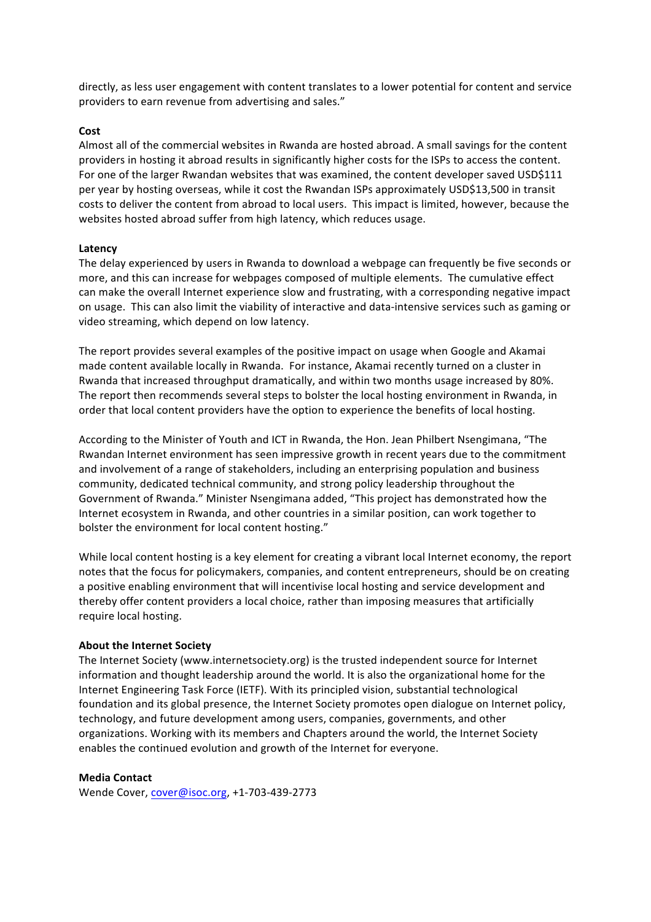directly, as less user engagement with content translates to a lower potential for content and service providers to earn revenue from advertising and sales."

**Cost**

Almost all of the commercial websites in Rwanda are hosted abroad. A small savings for the content providers in hosting it abroad results in significantly higher costs for the ISPs to access the content. For one of the larger Rwandan websites that was examined, the content developer saved USD$111 per year by hosting overseas, while it cost the Rwandan ISPs approximately USD$13,500 in transit costs to deliver the content from abroad to local users. This impact is limited, however, because the websites hosted abroad suffer from high latency, which reduces usage.

**Latency**

The delay experienced by users in Rwanda to download a webpage can frequently be five seconds or more, and this can increase for webpages composed of multiple elements. The cumulative effect can make the overall Internet experience slow and frustrating, with a corresponding negative impact on usage. This can also limit the viability of interactive and data-intensive services such as gaming or video streaming, which depend on low latency.

The report provides several examples of the positive impact on usage when Google and Akamai made content available locally in Rwanda. For instance, Akamai recently turned on a cluster in Rwanda that increased throughput dramatically, and within two months usage increased by 80%. The report then recommends several steps to bolster the local hosting environment in Rwanda, in order that local content providers have the option to experience the benefits of local hosting.

According to the Minister of Youth and ICT in Rwanda, the Hon. Jean Philbert Nsengimana, "The Rwandan Internet environment has seen impressive growth in recent years due to the commitment and involvement of a range of stakeholders, including an enterprising population and business community, dedicated technical community, and strong policy leadership throughout the Government of Rwanda." Minister Nsengimana added, "This project has demonstrated how the Internet ecosystem in Rwanda, and other countries in a similar position, can work together to bolster the environment for local content hosting."

While local content hosting is a key element for creating a vibrant local Internet economy, the report notes that the focus for policymakers, companies, and content entrepreneurs, should be on creating a positive enabling environment that will incentivise local hosting and service development and thereby offer content providers a local choice, rather than imposing measures that artificially require local hosting.

**About the Internet Society**

The Internet Society (www.internetsociety.org) is the trusted independent source for Internet information and thought leadership around the world. It is also the organizational home for the Internet Engineering Task Force (IETF). With its principled vision, substantial technological foundation and its global presence, the Internet Society promotes open dialogue on Internet policy, technology, and future development among users, companies, governments, and other organizations. Working with its members and Chapters around the world, the Internet Society enables the continued evolution and growth of the Internet for everyone.

**Media Contact**

Wende Cover, cover@isoc.org, +1-703-439-2773